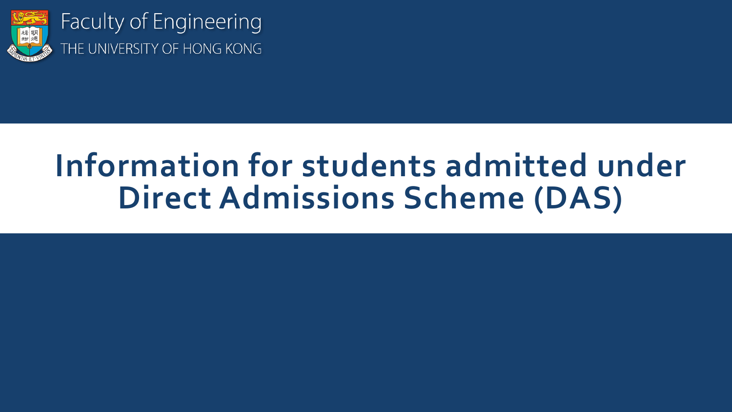Faculty of Engineering
THE UNIVERSITY OF HONG KONG

# Information for students admitted under Direct Admissions Scheme (DAS)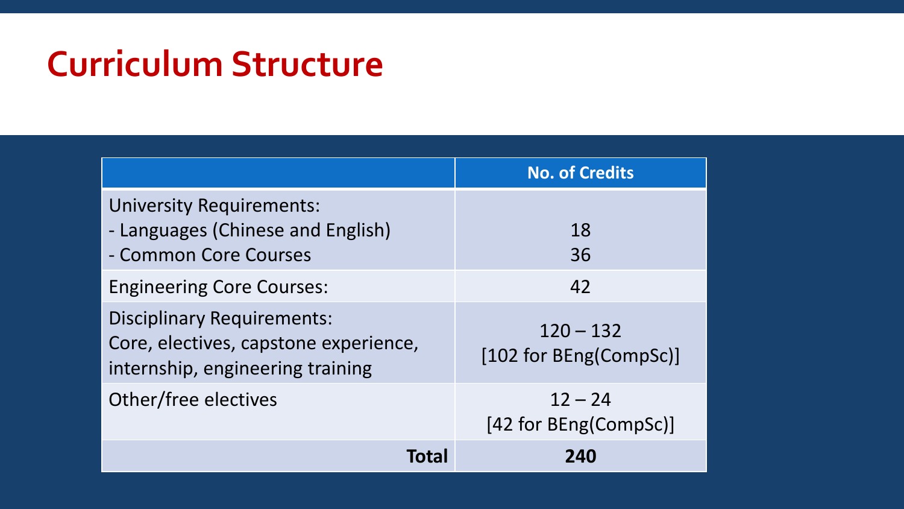# Curriculum Structure

| | No. of Credits |
|---|---|
| University Requirements:<br>- Languages (Chinese and English)<br>- Common Core Courses | <br>18<br>36 |
| Engineering Core Courses: | 42 |
| Disciplinary Requirements:<br>Core, electives, capstone experience, internship, engineering training | 120 – 132<br>[102 for BEng(CompSc)] |
| Other/free electives | 12 – 24<br>[42 for BEng(CompSc)] |
| **Total** | **240** |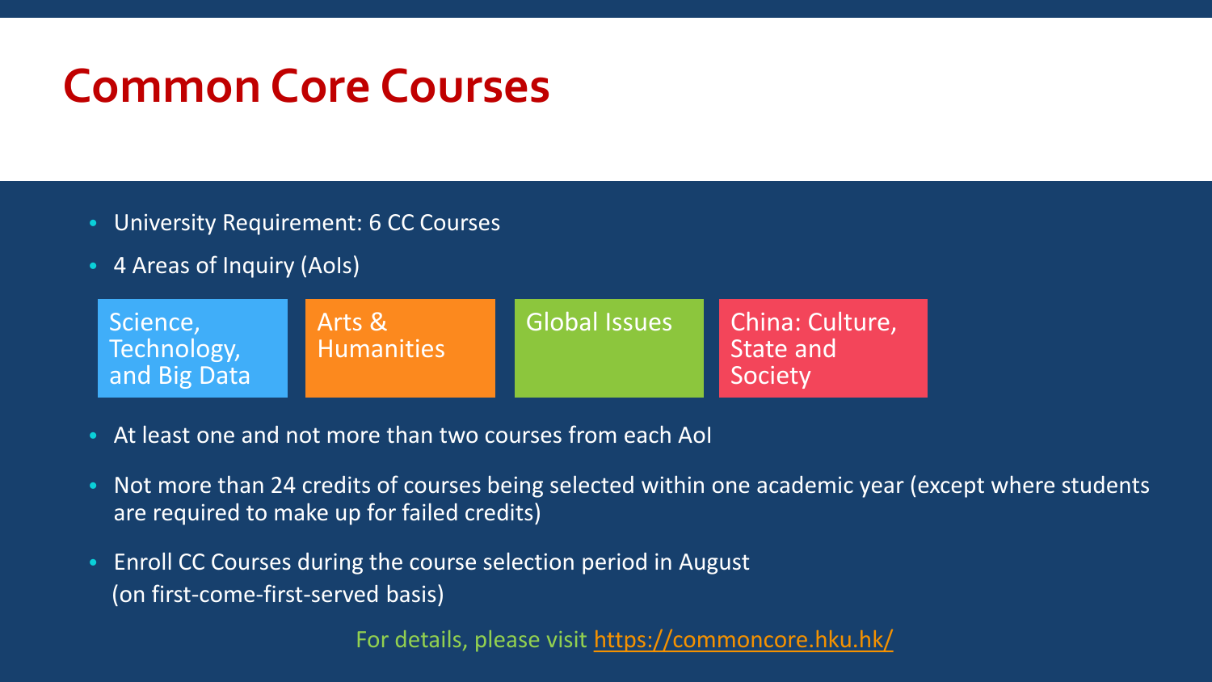# Common Core Courses

- University Requirement: 6 CC Courses
- 4 Areas of Inquiry (AoIs)

| Science, Technology, and Big Data | Arts & Humanities | Global Issues | China: Culture, State and Society |
|---|---|---|---|

- At least one and not more than two courses from each AoI
- Not more than 24 credits of courses being selected within one academic year (except where students are required to make up for failed credits)
- Enroll CC Courses during the course selection period in August
  (on first-come-first-served basis)

For details, please visit https://commoncore.hku.hk/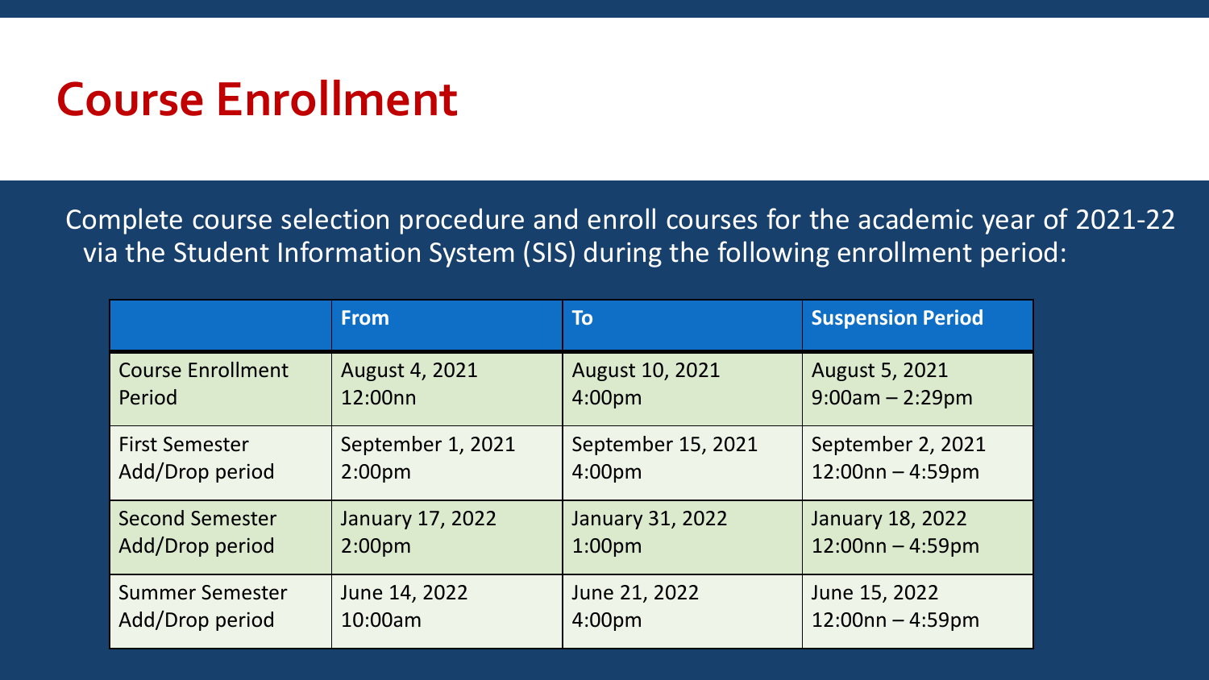# Course Enrollment

Complete course selection procedure and enroll courses for the academic year of 2021-22 via the Student Information System (SIS) during the following enrollment period:

| | From | To | Suspension Period |
|---|---|---|---|
| Course Enrollment Period | August 4, 2021 12:00nn | August 10, 2021 4:00pm | August 5, 2021 9:00am – 2:29pm |
| First Semester Add/Drop period | September 1, 2021 2:00pm | September 15, 2021 4:00pm | September 2, 2021 12:00nn – 4:59pm |
| Second Semester Add/Drop period | January 17, 2022 2:00pm | January 31, 2022 1:00pm | January 18, 2022 12:00nn – 4:59pm |
| Summer Semester Add/Drop period | June 14, 2022 10:00am | June 21, 2022 4:00pm | June 15, 2022 12:00nn – 4:59pm |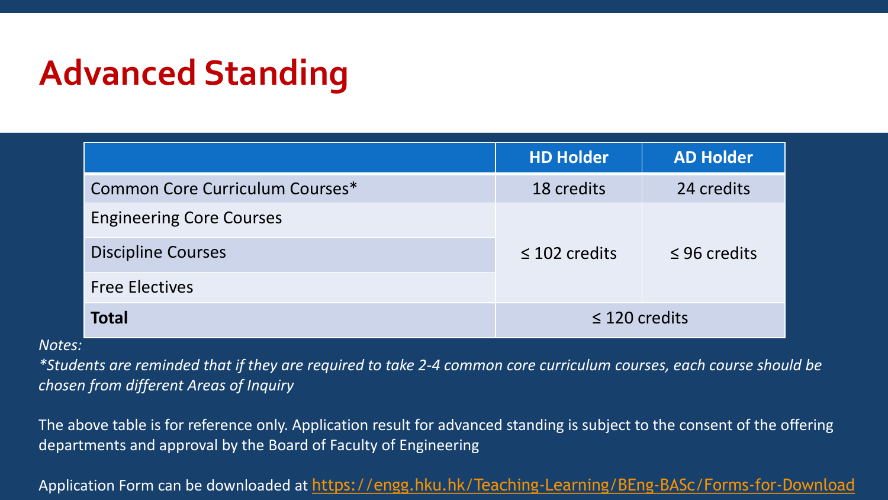# Advanced Standing

| | HD Holder | AD Holder |
|---|---|---|
| Common Core Curriculum Courses* | 18 credits | 24 credits |
| Engineering Core Courses | ≤ 102 credits | ≤ 96 credits |
| Discipline Courses | | |
| Free Electives | | |
| **Total** | ≤ 120 credits | |

*Notes:*

*\*Students are reminded that if they are required to take 2-4 common core curriculum courses, each course should be chosen from different Areas of Inquiry*

The above table is for reference only. Application result for advanced standing is subject to the consent of the offering departments and approval by the Board of Faculty of Engineering

Application Form can be downloaded at https://engg.hku.hk/Teaching-Learning/BEng-BASc/Forms-for-Download